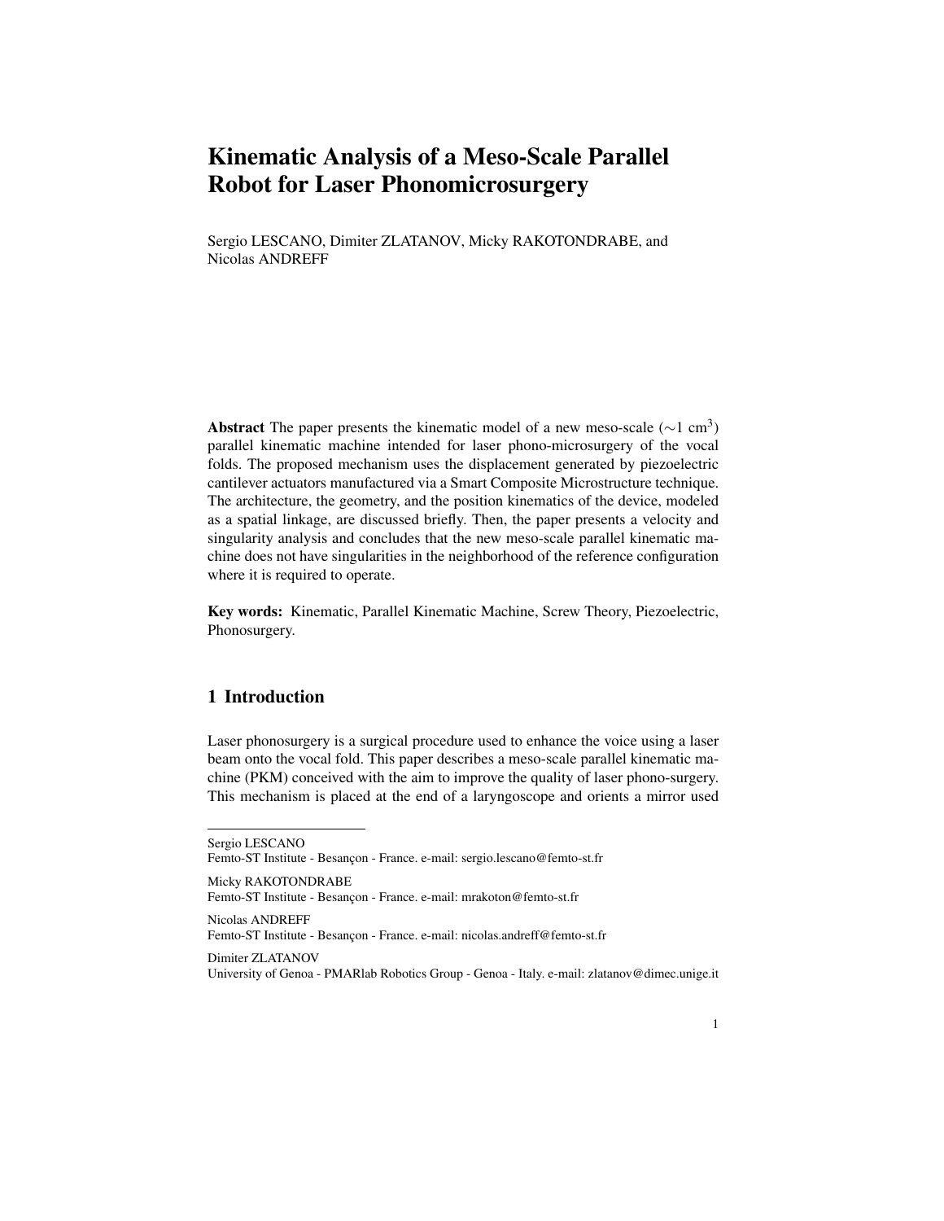# Kinematic Analysis of a Meso-Scale Parallel Robot for Laser Phonomicrosurgery

Sergio LESCANO, Dimiter ZLATANOV, Micky RAKOTONDRABE, and Nicolas ANDREFF

**Abstract** The paper presents the kinematic model of a new meso-scale ($\sim$1 cm$^3$) parallel kinematic machine intended for laser phono-microsurgery of the vocal folds. The proposed mechanism uses the displacement generated by piezoelectric cantilever actuators manufactured via a Smart Composite Microstructure technique. The architecture, the geometry, and the position kinematics of the device, modeled as a spatial linkage, are discussed briefly. Then, the paper presents a velocity and singularity analysis and concludes that the new meso-scale parallel kinematic machine does not have singularities in the neighborhood of the reference configuration where it is required to operate.

**Key words:** Kinematic, Parallel Kinematic Machine, Screw Theory, Piezoelectric, Phonosurgery.

## 1 Introduction

Laser phonosurgery is a surgical procedure used to enhance the voice using a laser beam onto the vocal fold. This paper describes a meso-scale parallel kinematic machine (PKM) conceived with the aim to improve the quality of laser phono-surgery. This mechanism is placed at the end of a laryngoscope and orients a mirror used

---

Sergio LESCANO
Femto-ST Institute - Besançon - France. e-mail: sergio.lescano@femto-st.fr

Micky RAKOTONDRABE
Femto-ST Institute - Besançon - France. e-mail: mrakoton@femto-st.fr

Nicolas ANDREFF
Femto-ST Institute - Besançon - France. e-mail: nicolas.andreff@femto-st.fr

Dimiter ZLATANOV
University of Genoa - PMARlab Robotics Group - Genoa - Italy. e-mail: zlatanov@dimec.unige.it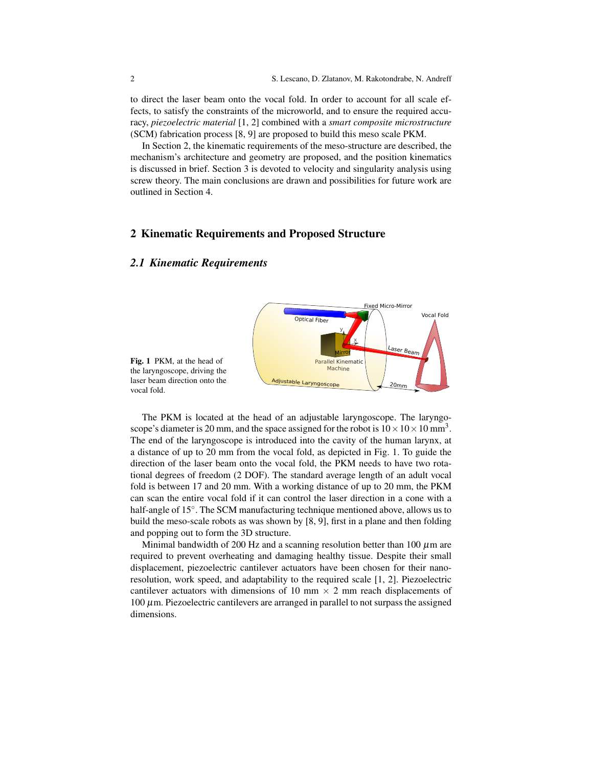to direct the laser beam onto the vocal fold. In order to account for all scale effects, to satisfy the constraints of the microworld, and to ensure the required accuracy, *piezoelectric material* [1, 2] combined with a *smart composite microstructure* (SCM) fabrication process [8, 9] are proposed to build this meso scale PKM.

In Section 2, the kinematic requirements of the meso-structure are described, the mechanism's architecture and geometry are proposed, and the position kinematics is discussed in brief. Section 3 is devoted to velocity and singularity analysis using screw theory. The main conclusions are drawn and possibilities for future work are outlined in Section 4.

## 2 Kinematic Requirements and Proposed Structure

### *2.1 Kinematic Requirements*

**Fig. 1** PKM, at the head of the laryngoscope, driving the laser beam direction onto the vocal fold.

The PKM is located at the head of an adjustable laryngoscope. The laryngoscope's diameter is 20 mm, and the space assigned for the robot is $10 \times 10 \times 10$ mm$^3$. The end of the laryngoscope is introduced into the cavity of the human larynx, at a distance of up to 20 mm from the vocal fold, as depicted in Fig. 1. To guide the direction of the laser beam onto the vocal fold, the PKM needs to have two rotational degrees of freedom (2 DOF). The standard average length of an adult vocal fold is between 17 and 20 mm. With a working distance of up to 20 mm, the PKM can scan the entire vocal fold if it can control the laser direction in a cone with a half-angle of $15^{\circ}$. The SCM manufacturing technique mentioned above, allows us to build the meso-scale robots as was shown by [8, 9], first in a plane and then folding and popping out to form the 3D structure.

Minimal bandwidth of 200 Hz and a scanning resolution better than 100 $\mu$m are required to prevent overheating and damaging healthy tissue. Despite their small displacement, piezoelectric cantilever actuators have been chosen for their nano-resolution, work speed, and adaptability to the required scale [1, 2]. Piezoelectric cantilever actuators with dimensions of 10 mm $\times$ 2 mm reach displacements of 100 $\mu$m. Piezoelectric cantilevers are arranged in parallel to not surpass the assigned dimensions.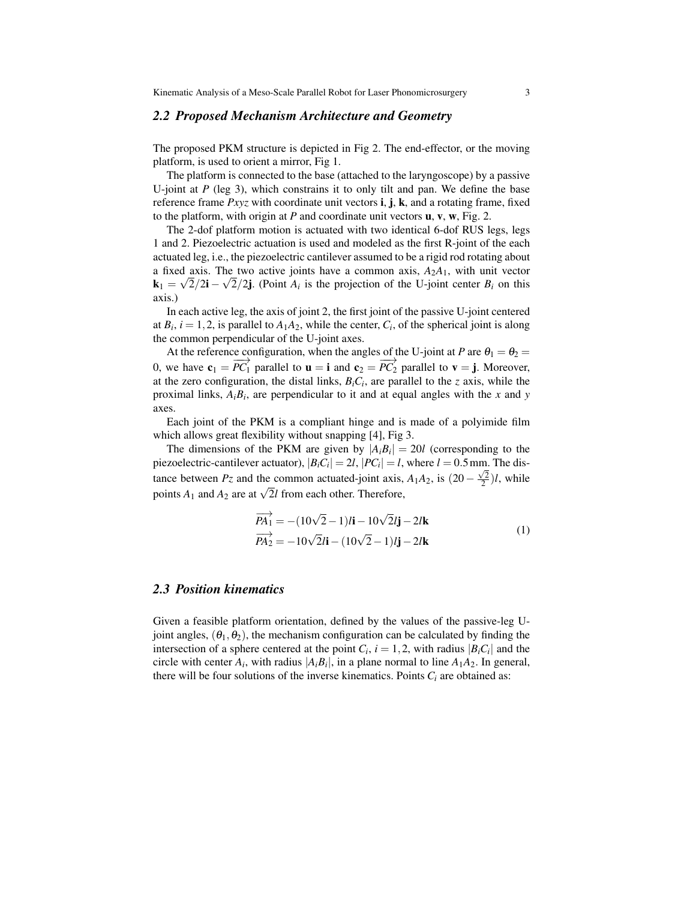## 2.2 Proposed Mechanism Architecture and Geometry

The proposed PKM structure is depicted in Fig 2. The end-effector, or the moving platform, is used to orient a mirror, Fig 1.

The platform is connected to the base (attached to the laryngoscope) by a passive U-joint at $P$ (leg 3), which constrains it to only tilt and pan. We define the base reference frame $Pxyz$ with coordinate unit vectors $\mathbf{i}$, $\mathbf{j}$, $\mathbf{k}$, and a rotating frame, fixed to the platform, with origin at $P$ and coordinate unit vectors $\mathbf{u}$, $\mathbf{v}$, $\mathbf{w}$, Fig. 2.

The 2-dof platform motion is actuated with two identical 6-dof RUS legs, legs 1 and 2. Piezoelectric actuation is used and modeled as the first R-joint of the each actuated leg, i.e., the piezoelectric cantilever assumed to be a rigid rod rotating about a fixed axis. The two active joints have a common axis, $A_2A_1$, with unit vector $\mathbf{k}_1 = \sqrt{2}/2\mathbf{i} - \sqrt{2}/2\mathbf{j}$. (Point $A_i$ is the projection of the U-joint center $B_i$ on this axis.)

In each active leg, the axis of joint 2, the first joint of the passive U-joint centered at $B_i$, $i = 1, 2$, is parallel to $A_1A_2$, while the center, $C_i$, of the spherical joint is along the common perpendicular of the U-joint axes.

At the reference configuration, when the angles of the U-joint at $P$ are $\theta_1 = \theta_2 = 0$, we have $\mathbf{c}_1 = \overrightarrow{PC_1}$ parallel to $\mathbf{u} = \mathbf{i}$ and $\mathbf{c}_2 = \overrightarrow{PC_2}$ parallel to $\mathbf{v} = \mathbf{j}$. Moreover, at the zero configuration, the distal links, $B_iC_i$, are parallel to the $z$ axis, while the proximal links, $A_iB_i$, are perpendicular to it and at equal angles with the $x$ and $y$ axes.

Each joint of the PKM is a compliant hinge and is made of a polyimide film which allows great flexibility without snapping [4], Fig 3.

The dimensions of the PKM are given by $|A_iB_i| = 20l$ (corresponding to the piezoelectric-cantilever actuator), $|B_iC_i| = 2l$, $|PC_i| = l$, where $l = 0.5\,\mathrm{mm}$. The distance between $Pz$ and the common actuated-joint axis, $A_1A_2$, is $(20 - \frac{\sqrt{2}}{2})l$, while points $A_1$ and $A_2$ are at $\sqrt{2}l$ from each other. Therefore,

$$
\begin{aligned}
\overrightarrow{PA_1} &= -(10\sqrt{2} - 1)l\mathbf{i} - 10\sqrt{2}l\mathbf{j} - 2l\mathbf{k} \\
\overrightarrow{PA_2} &= -10\sqrt{2}l\mathbf{i} - (10\sqrt{2} - 1)l\mathbf{j} - 2l\mathbf{k}
\end{aligned}
\tag{1}
$$

## 2.3 Position kinematics

Given a feasible platform orientation, defined by the values of the passive-leg U-joint angles, $(\theta_1, \theta_2)$, the mechanism configuration can be calculated by finding the intersection of a sphere centered at the point $C_i$, $i = 1, 2$, with radius $|B_iC_i|$ and the circle with center $A_i$, with radius $|A_iB_i|$, in a plane normal to line $A_1A_2$. In general, there will be four solutions of the inverse kinematics. Points $C_i$ are obtained as: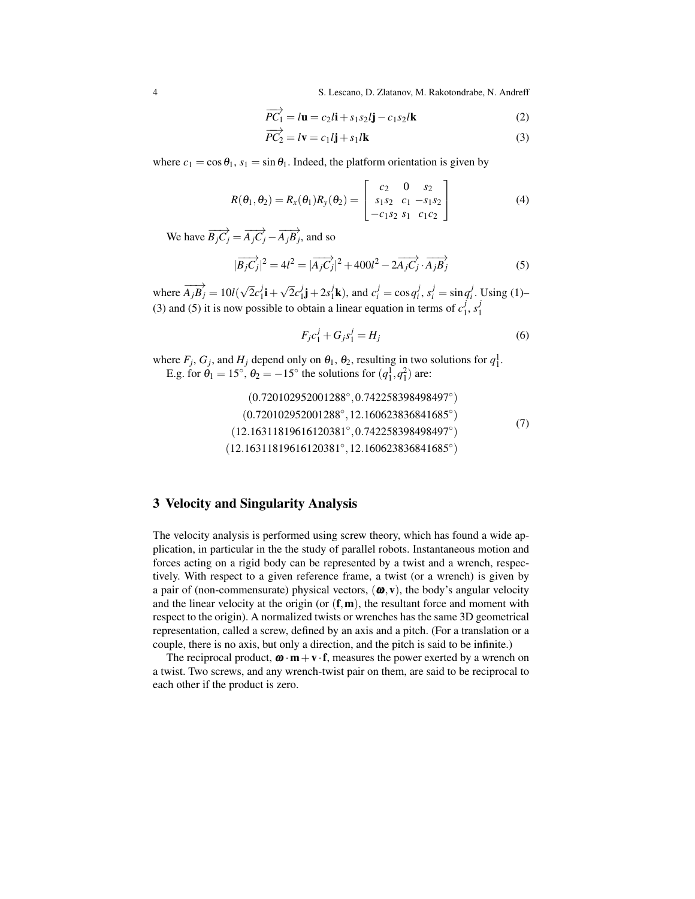$$\overrightarrow{PC_1} = l\mathbf{u} = c_2 l\mathbf{i} + s_1 s_2 l\mathbf{j} - c_1 s_2 l\mathbf{k} \tag{2}$$

$$\overrightarrow{PC_2} = l\mathbf{v} = c_1 l\mathbf{j} + s_1 l\mathbf{k} \tag{3}$$

where $c_1 = \cos\theta_1$, $s_1 = \sin\theta_1$. Indeed, the platform orientation is given by

$$R(\theta_1,\theta_2) = R_x(\theta_1)R_y(\theta_2) = \begin{bmatrix} c_2 & 0 & s_2 \\ s_1 s_2 & c_1 & -s_1 s_2 \\ -c_1 s_2 & s_1 & c_1 c_2 \end{bmatrix} \tag{4}$$

We have $\overrightarrow{B_jC_j} = \overrightarrow{A_jC_j} - \overrightarrow{A_jB_j}$, and so

$$|\overrightarrow{B_jC_j}|^2 = 4l^2 = |\overrightarrow{A_jC_j}|^2 + 400l^2 - 2\overrightarrow{A_jC_j}\cdot\overrightarrow{A_jB_j} \tag{5}$$

where $\overrightarrow{A_jB_j} = 10l(\sqrt{2}c_1^j\mathbf{i} + \sqrt{2}c_1^j\mathbf{j} + 2s_1^j\mathbf{k})$, and $c_i^j = \cos q_i^j$, $s_i^j = \sin q_i^j$. Using (1)–(3) and (5) it is now possible to obtain a linear equation in terms of $c_1^j$, $s_1^j$

$$F_j c_1^j + G_j s_1^j = H_j \tag{6}$$

where $F_j$, $G_j$, and $H_j$ depend only on $\theta_1$, $\theta_2$, resulting in two solutions for $q_1^1$.

E.g. for $\theta_1 = 15^\circ$, $\theta_2 = -15^\circ$ the solutions for $(q_1^1, q_1^2)$ are:

$$\begin{gathered}
(0.720102952001288^\circ, 0.742258398498497^\circ) \\
(0.720102952001288^\circ, 12.160623836841685^\circ) \\
(12.16311819616120381^\circ, 0.742258398498497^\circ) \\
(12.16311819616120381^\circ, 12.160623836841685^\circ)
\end{gathered} \tag{7}$$

## 3 Velocity and Singularity Analysis

The velocity analysis is performed using screw theory, which has found a wide application, in particular in the the study of parallel robots. Instantaneous motion and forces acting on a rigid body can be represented by a twist and a wrench, respectively. With respect to a given reference frame, a twist (or a wrench) is given by a pair of (non-commensurate) physical vectors, $(\boldsymbol{\omega}, \mathbf{v})$, the body's angular velocity and the linear velocity at the origin (or $(\mathbf{f}, \mathbf{m})$, the resultant force and moment with respect to the origin). A normalized twists or wrenches has the same 3D geometrical representation, called a screw, defined by an axis and a pitch. (For a translation or a couple, there is no axis, but only a direction, and the pitch is said to be infinite.)

The reciprocal product, $\boldsymbol{\omega}\cdot\mathbf{m} + \mathbf{v}\cdot\mathbf{f}$, measures the power exerted by a wrench on a twist. Two screws, and any wrench-twist pair on them, are said to be reciprocal to each other if the product is zero.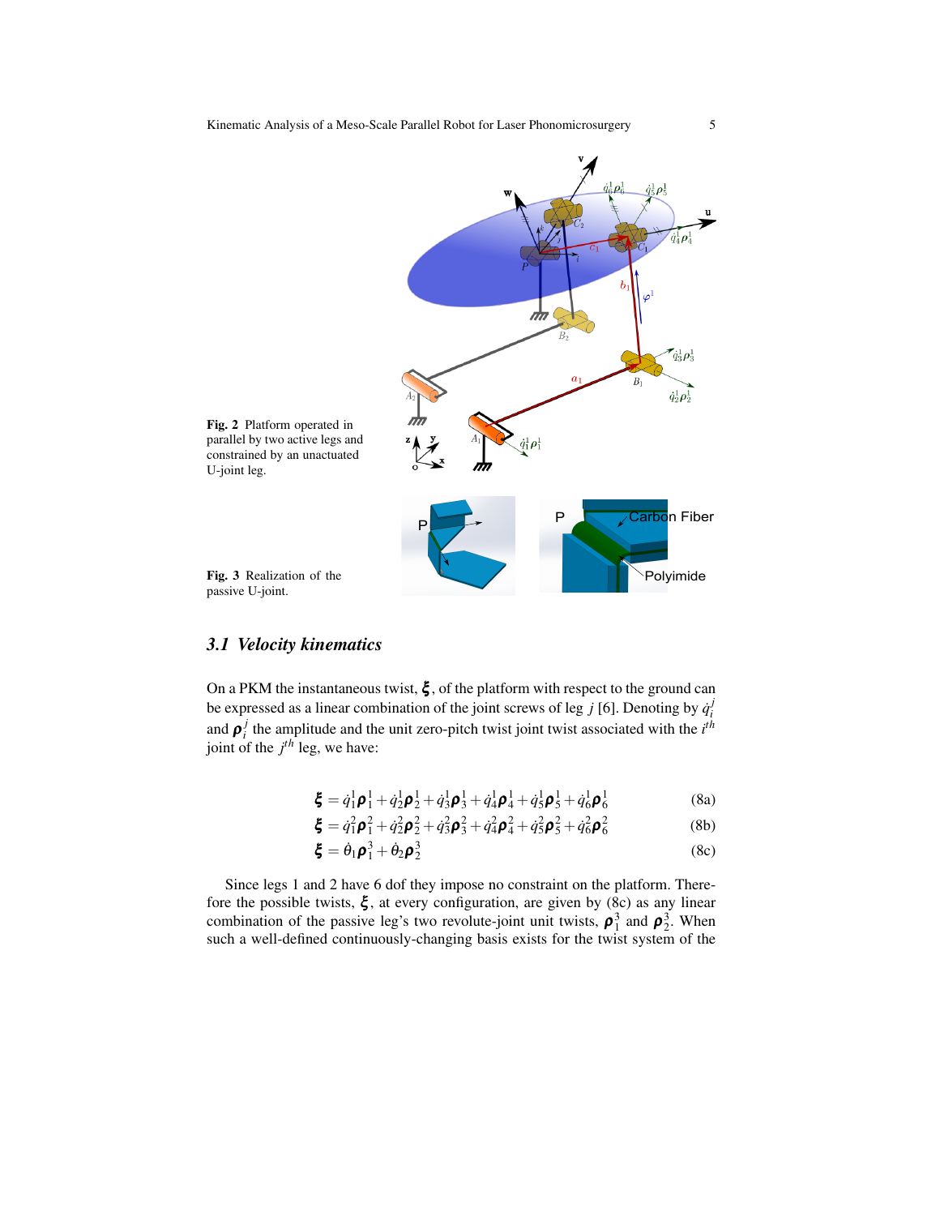Fig. 2 Platform operated in parallel by two active legs and constrained by an unactuated U-joint leg.

Fig. 3 Realization of the passive U-joint.

### 3.1 Velocity kinematics

On a PKM the instantaneous twist, $\boldsymbol{\xi}$, of the platform with respect to the ground can be expressed as a linear combination of the joint screws of leg $j$ [6]. Denoting by $\dot{q}_i^j$ and $\boldsymbol{\rho}_i^j$ the amplitude and the unit zero-pitch twist joint twist associated with the $i^{th}$ joint of the $j^{th}$ leg, we have:

$$\boldsymbol{\xi} = \dot{q}_1^1\boldsymbol{\rho}_1^1 + \dot{q}_2^1\boldsymbol{\rho}_2^1 + \dot{q}_3^1\boldsymbol{\rho}_3^1 + \dot{q}_4^1\boldsymbol{\rho}_4^1 + \dot{q}_5^1\boldsymbol{\rho}_5^1 + \dot{q}_6^1\boldsymbol{\rho}_6^1 \tag{8a}$$

$$\boldsymbol{\xi} = \dot{q}_1^2\boldsymbol{\rho}_1^2 + \dot{q}_2^2\boldsymbol{\rho}_2^2 + \dot{q}_3^2\boldsymbol{\rho}_3^2 + \dot{q}_4^2\boldsymbol{\rho}_4^2 + \dot{q}_5^2\boldsymbol{\rho}_5^2 + \dot{q}_6^2\boldsymbol{\rho}_6^2 \tag{8b}$$

$$\boldsymbol{\xi} = \dot{\theta}_1\boldsymbol{\rho}_1^3 + \dot{\theta}_2\boldsymbol{\rho}_2^3 \tag{8c}$$

Since legs 1 and 2 have 6 dof they impose no constraint on the platform. Therefore the possible twists, $\boldsymbol{\xi}$, at every configuration, are given by (8c) as any linear combination of the passive leg's two revolute-joint unit twists, $\boldsymbol{\rho}_1^3$ and $\boldsymbol{\rho}_2^3$. When such a well-defined continuously-changing basis exists for the twist system of the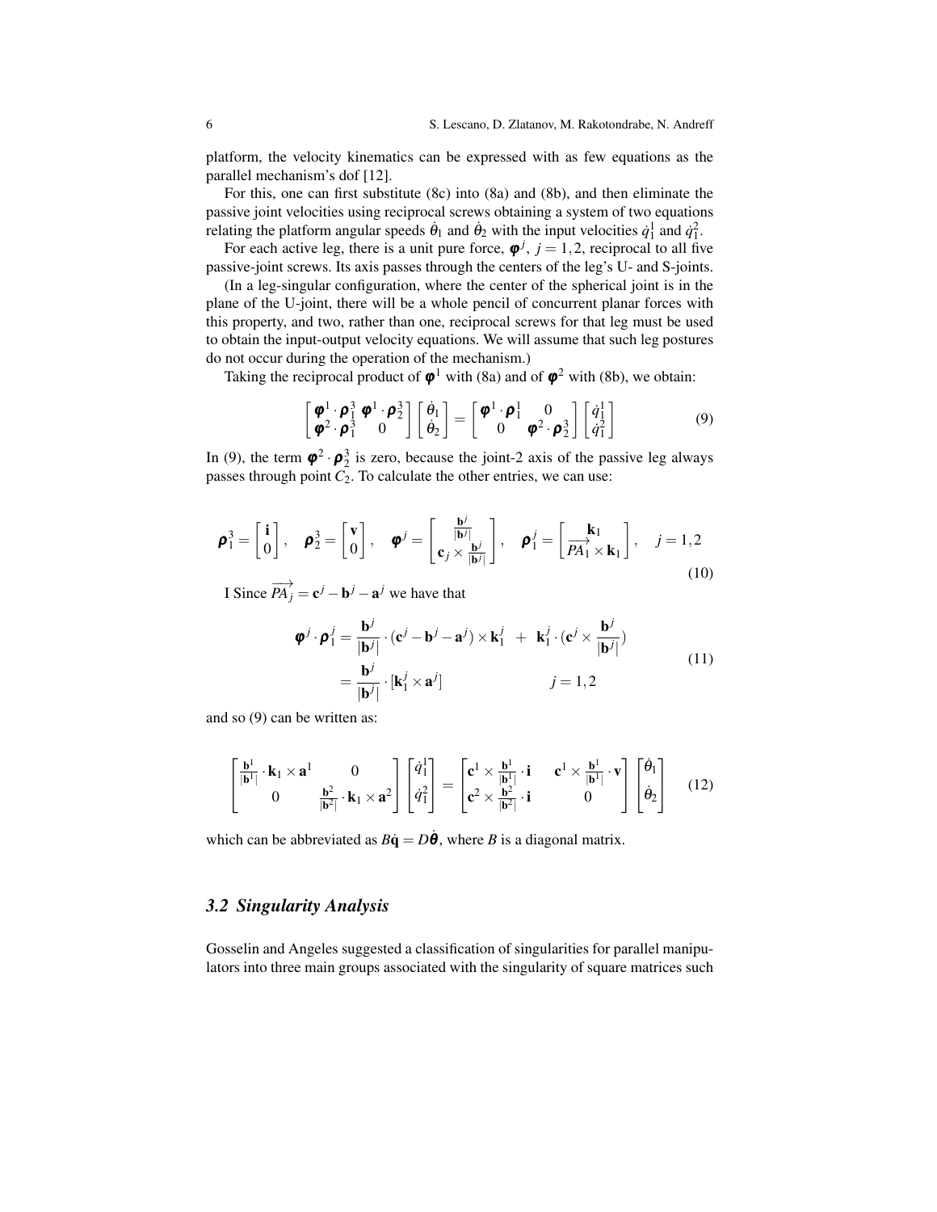platform, the velocity kinematics can be expressed with as few equations as the parallel mechanism's dof [12].

For this, one can first substitute (8c) into (8a) and (8b), and then eliminate the passive joint velocities using reciprocal screws obtaining a system of two equations relating the platform angular speeds $\dot{\theta}_1$ and $\dot{\theta}_2$ with the input velocities $\dot{q}_1^1$ and $\dot{q}_1^2$.

For each active leg, there is a unit pure force, $\boldsymbol{\varphi}^j$, $j = 1,2$, reciprocal to all five passive-joint screws. Its axis passes through the centers of the leg's U- and S-joints.

(In a leg-singular configuration, where the center of the spherical joint is in the plane of the U-joint, there will be a whole pencil of concurrent planar forces with this property, and two, rather than one, reciprocal screws for that leg must be used to obtain the input-output velocity equations. We will assume that such leg postures do not occur during the operation of the mechanism.)

Taking the reciprocal product of $\boldsymbol{\varphi}^1$ with (8a) and of $\boldsymbol{\varphi}^2$ with (8b), we obtain:

$$
\begin{bmatrix} \boldsymbol{\varphi}^1 \cdot \boldsymbol{\rho}_1^3 & \boldsymbol{\varphi}^1 \cdot \boldsymbol{\rho}_2^3 \\ \boldsymbol{\varphi}^2 \cdot \boldsymbol{\rho}_1^3 & 0 \end{bmatrix} \begin{bmatrix} \dot{\theta}_1 \\ \dot{\theta}_2 \end{bmatrix} = \begin{bmatrix} \boldsymbol{\varphi}^1 \cdot \boldsymbol{\rho}_1^1 & 0 \\ 0 & \boldsymbol{\varphi}^2 \cdot \boldsymbol{\rho}_2^3 \end{bmatrix} \begin{bmatrix} \dot{q}_1^1 \\ \dot{q}_1^2 \end{bmatrix} \tag{9}
$$

In (9), the term $\boldsymbol{\varphi}^2 \cdot \boldsymbol{\rho}_2^3$ is zero, because the joint-2 axis of the passive leg always passes through point $C_2$. To calculate the other entries, we can use:

$$
\boldsymbol{\rho}_1^3 = \begin{bmatrix} \mathbf{i} \\ 0 \end{bmatrix}, \quad \boldsymbol{\rho}_2^3 = \begin{bmatrix} \mathbf{v} \\ 0 \end{bmatrix}, \quad \boldsymbol{\varphi}^j = \begin{bmatrix} \frac{\mathbf{b}^j}{|\mathbf{b}^j|} \\ \mathbf{c}_j \times \frac{\mathbf{b}^j}{|\mathbf{b}^j|} \end{bmatrix}, \quad \boldsymbol{\rho}_1^j = \begin{bmatrix} \mathbf{k}_1 \\ \overrightarrow{PA_1} \times \mathbf{k}_1 \end{bmatrix}, \quad j = 1,2 \tag{10}
$$

I Since $\overrightarrow{PA_j} = \mathbf{c}^j - \mathbf{b}^j - \mathbf{a}^j$ we have that

$$
\begin{aligned}
\boldsymbol{\varphi}^j \cdot \boldsymbol{\rho}_1^j &= \frac{\mathbf{b}^j}{|\mathbf{b}^j|} \cdot (\mathbf{c}^j - \mathbf{b}^j - \mathbf{a}^j) \times \mathbf{k}_1^j \;+\; \mathbf{k}_1^j \cdot (\mathbf{c}^j \times \frac{\mathbf{b}^j}{|\mathbf{b}^j|}) \\
&= \frac{\mathbf{b}^j}{|\mathbf{b}^j|} \cdot [\mathbf{k}_1^j \times \mathbf{a}^j] \qquad\qquad j = 1,2
\end{aligned} \tag{11}
$$

and so (9) can be written as:

$$
\begin{bmatrix} \frac{\mathbf{b}^1}{|\mathbf{b}^1|} \cdot \mathbf{k}_1 \times \mathbf{a}^1 & 0 \\ 0 & \frac{\mathbf{b}^2}{|\mathbf{b}^2|} \cdot \mathbf{k}_1 \times \mathbf{a}^2 \end{bmatrix} \begin{bmatrix} \dot{q}_1^1 \\ \dot{q}_1^2 \end{bmatrix} = \begin{bmatrix} \mathbf{c}^1 \times \frac{\mathbf{b}^1}{|\mathbf{b}^1|} \cdot \mathbf{i} & \mathbf{c}^1 \times \frac{\mathbf{b}^1}{|\mathbf{b}^1|} \cdot \mathbf{v} \\ \mathbf{c}^2 \times \frac{\mathbf{b}^2}{|\mathbf{b}^2|} \cdot \mathbf{i} & 0 \end{bmatrix} \begin{bmatrix} \dot{\theta}_1 \\ \dot{\theta}_2 \end{bmatrix} \tag{12}
$$

which can be abbreviated as $B\dot{\mathbf{q}} = D\dot{\boldsymbol{\theta}}$, where $B$ is a diagonal matrix.

### 3.2 Singularity Analysis

Gosselin and Angeles suggested a classification of singularities for parallel manipulators into three main groups associated with the singularity of square matrices such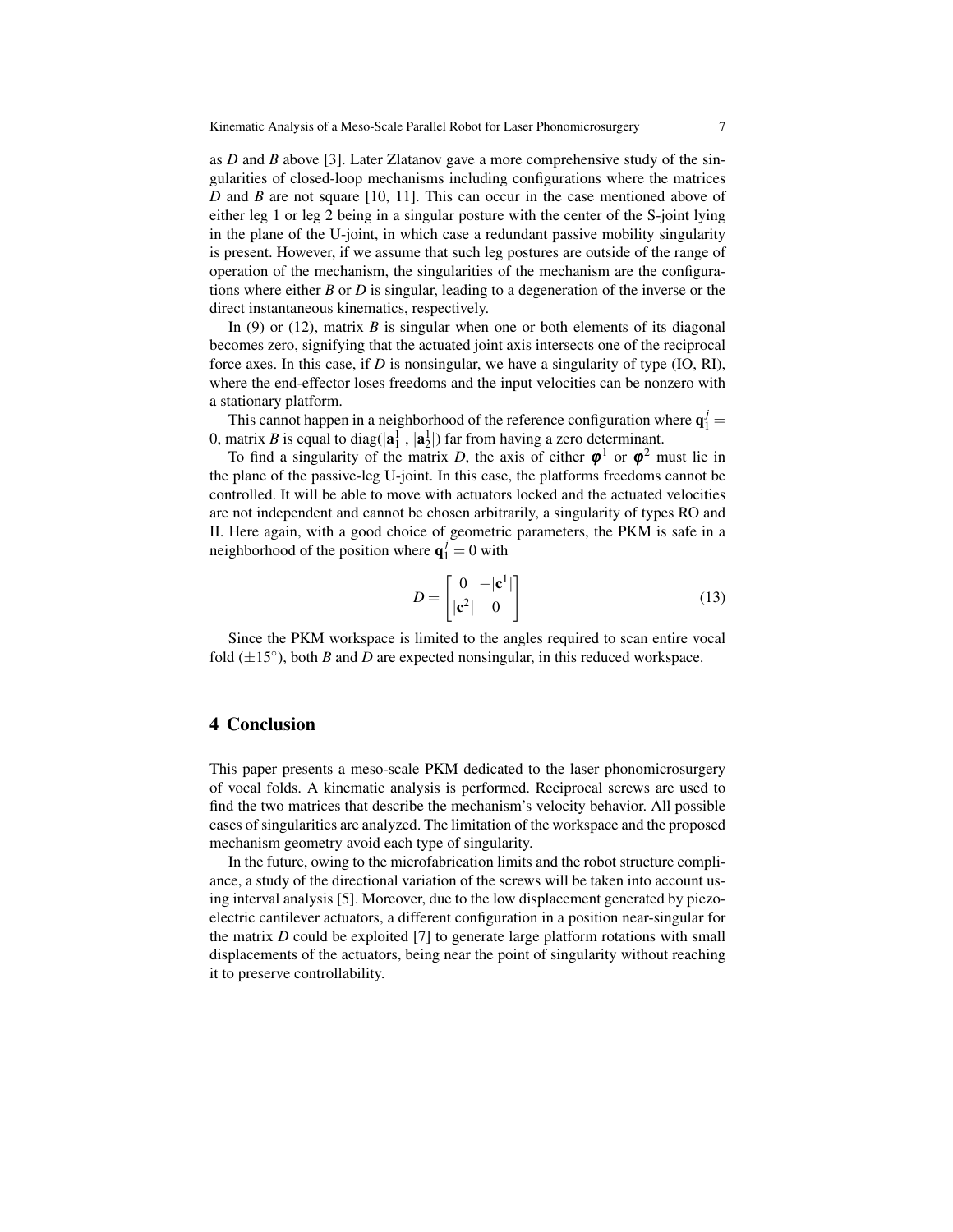as $D$ and $B$ above [3]. Later Zlatanov gave a more comprehensive study of the singularities of closed-loop mechanisms including configurations where the matrices $D$ and $B$ are not square [10, 11]. This can occur in the case mentioned above of either leg 1 or leg 2 being in a singular posture with the center of the S-joint lying in the plane of the U-joint, in which case a redundant passive mobility singularity is present. However, if we assume that such leg postures are outside of the range of operation of the mechanism, the singularities of the mechanism are the configurations where either $B$ or $D$ is singular, leading to a degeneration of the inverse or the direct instantaneous kinematics, respectively.

In (9) or (12), matrix $B$ is singular when one or both elements of its diagonal becomes zero, signifying that the actuated joint axis intersects one of the reciprocal force axes. In this case, if $D$ is nonsingular, we have a singularity of type (IO, RI), where the end-effector loses freedoms and the input velocities can be nonzero with a stationary platform.

This cannot happen in a neighborhood of the reference configuration where $\mathbf{q}_1^j = 0$, matrix $B$ is equal to diag($|\mathbf{a}_1^1|$, $|\mathbf{a}_2^1|$) far from having a zero determinant.

To find a singularity of the matrix $D$, the axis of either $\boldsymbol{\varphi}^1$ or $\boldsymbol{\varphi}^2$ must lie in the plane of the passive-leg U-joint. In this case, the platforms freedoms cannot be controlled. It will be able to move with actuators locked and the actuated velocities are not independent and cannot be chosen arbitrarily, a singularity of types RO and II. Here again, with a good choice of geometric parameters, the PKM is safe in a neighborhood of the position where $\mathbf{q}_1^j = 0$ with

$$D = \begin{bmatrix} 0 & -|\mathbf{c}^1| \\ |\mathbf{c}^2| & 0 \end{bmatrix} \tag{13}$$

Since the PKM workspace is limited to the angles required to scan entire vocal fold ($\pm 15^\circ$), both $B$ and $D$ are expected nonsingular, in this reduced workspace.

## 4 Conclusion

This paper presents a meso-scale PKM dedicated to the laser phonomicrosurgery of vocal folds. A kinematic analysis is performed. Reciprocal screws are used to find the two matrices that describe the mechanism's velocity behavior. All possible cases of singularities are analyzed. The limitation of the workspace and the proposed mechanism geometry avoid each type of singularity.

In the future, owing to the microfabrication limits and the robot structure compliance, a study of the directional variation of the screws will be taken into account using interval analysis [5]. Moreover, due to the low displacement generated by piezoelectric cantilever actuators, a different configuration in a position near-singular for the matrix $D$ could be exploited [7] to generate large platform rotations with small displacements of the actuators, being near the point of singularity without reaching it to preserve controllability.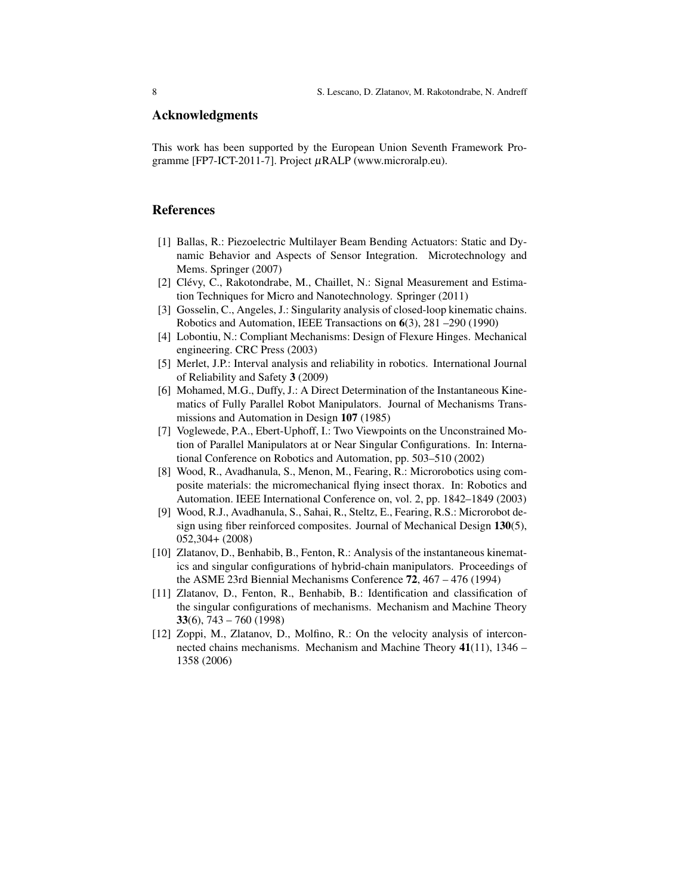## Acknowledgments

This work has been supported by the European Union Seventh Framework Programme [FP7-ICT-2011-7]. Project $\mu$RALP (www.microralp.eu).

## References

[1] Ballas, R.: Piezoelectric Multilayer Beam Bending Actuators: Static and Dynamic Behavior and Aspects of Sensor Integration. Microtechnology and Mems. Springer (2007)

[2] Clévy, C., Rakotondrabe, M., Chaillet, N.: Signal Measurement and Estimation Techniques for Micro and Nanotechnology. Springer (2011)

[3] Gosselin, C., Angeles, J.: Singularity analysis of closed-loop kinematic chains. Robotics and Automation, IEEE Transactions on **6**(3), 281 –290 (1990)

[4] Lobontiu, N.: Compliant Mechanisms: Design of Flexure Hinges. Mechanical engineering. CRC Press (2003)

[5] Merlet, J.P.: Interval analysis and reliability in robotics. International Journal of Reliability and Safety **3** (2009)

[6] Mohamed, M.G., Duffy, J.: A Direct Determination of the Instantaneous Kinematics of Fully Parallel Robot Manipulators. Journal of Mechanisms Transmissions and Automation in Design **107** (1985)

[7] Voglewede, P.A., Ebert-Uphoff, I.: Two Viewpoints on the Unconstrained Motion of Parallel Manipulators at or Near Singular Configurations. In: International Conference on Robotics and Automation, pp. 503–510 (2002)

[8] Wood, R., Avadhanula, S., Menon, M., Fearing, R.: Microrobotics using composite materials: the micromechanical flying insect thorax. In: Robotics and Automation. IEEE International Conference on, vol. 2, pp. 1842–1849 (2003)

[9] Wood, R.J., Avadhanula, S., Sahai, R., Steltz, E., Fearing, R.S.: Microrobot design using fiber reinforced composites. Journal of Mechanical Design **130**(5), 052,304+ (2008)

[10] Zlatanov, D., Benhabib, B., Fenton, R.: Analysis of the instantaneous kinematics and singular configurations of hybrid-chain manipulators. Proceedings of the ASME 23rd Biennial Mechanisms Conference **72**, 467 – 476 (1994)

[11] Zlatanov, D., Fenton, R., Benhabib, B.: Identification and classification of the singular configurations of mechanisms. Mechanism and Machine Theory **33**(6), 743 – 760 (1998)

[12] Zoppi, M., Zlatanov, D., Molfino, R.: On the velocity analysis of interconnected chains mechanisms. Mechanism and Machine Theory **41**(11), 1346 – 1358 (2006)